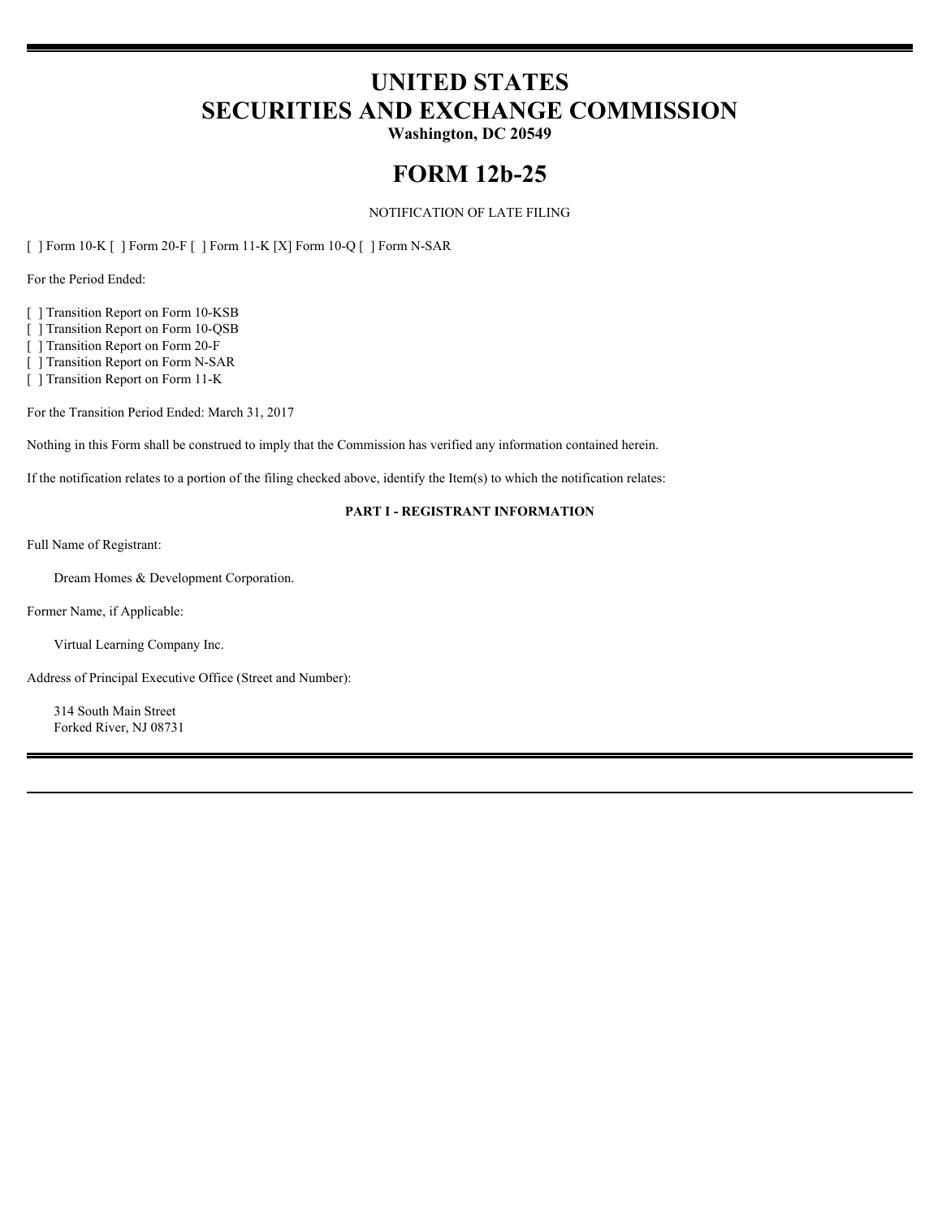# UNITED STATES
# SECURITIES AND EXCHANGE COMMISSION

**Washington, DC 20549**

# FORM 12b-25

NOTIFICATION OF LATE FILING

[ ] Form 10-K [ ] Form 20-F [ ] Form 11-K [X] Form 10-Q [ ] Form N-SAR

For the Period Ended:

[ ] Transition Report on Form 10-KSB
[ ] Transition Report on Form 10-QSB
[ ] Transition Report on Form 20-F
[ ] Transition Report on Form N-SAR
[ ] Transition Report on Form 11-K

For the Transition Period Ended: March 31, 2017

Nothing in this Form shall be construed to imply that the Commission has verified any information contained herein.

If the notification relates to a portion of the filing checked above, identify the Item(s) to which the notification relates:

**PART I - REGISTRANT INFORMATION**

Full Name of Registrant:

Dream Homes & Development Corporation.

Former Name, if Applicable:

Virtual Learning Company Inc.

Address of Principal Executive Office (Street and Number):

314 South Main Street
Forked River, NJ 08731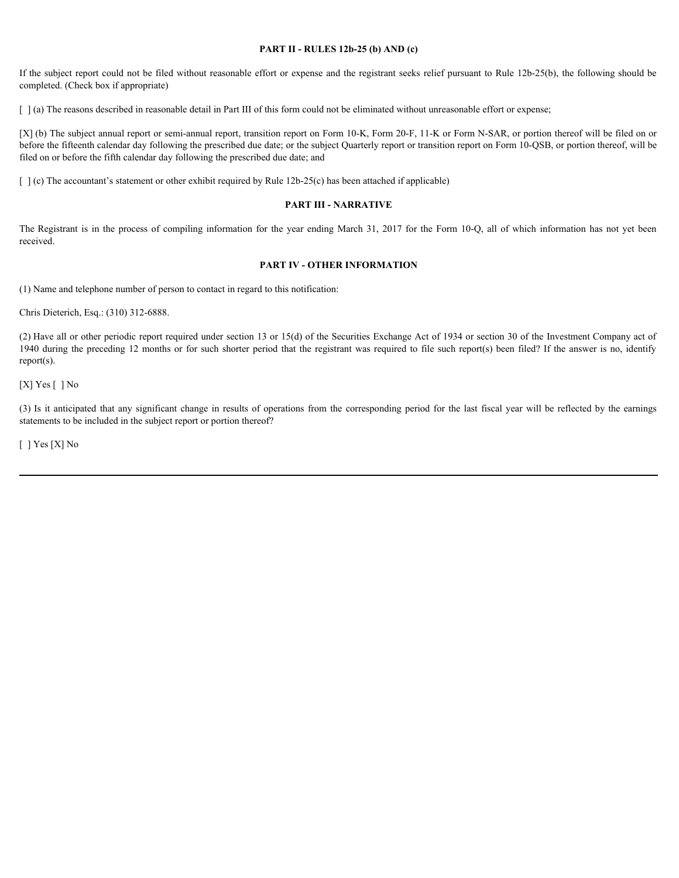## PART II - RULES 12b-25 (b) AND (c)

If the subject report could not be filed without reasonable effort or expense and the registrant seeks relief pursuant to Rule 12b-25(b), the following should be completed. (Check box if appropriate)

[ ] (a) The reasons described in reasonable detail in Part III of this form could not be eliminated without unreasonable effort or expense;

[X] (b) The subject annual report or semi-annual report, transition report on Form 10-K, Form 20-F, 11-K or Form N-SAR, or portion thereof will be filed on or before the fifteenth calendar day following the prescribed due date; or the subject Quarterly report or transition report on Form 10-QSB, or portion thereof, will be filed on or before the fifth calendar day following the prescribed due date; and

[ ] (c) The accountant's statement or other exhibit required by Rule 12b-25(c) has been attached if applicable)

## PART III - NARRATIVE

The Registrant is in the process of compiling information for the year ending March 31, 2017 for the Form 10-Q, all of which information has not yet been received.

## PART IV - OTHER INFORMATION

(1) Name and telephone number of person to contact in regard to this notification:

Chris Dieterich, Esq.: (310) 312-6888.

(2) Have all or other periodic report required under section 13 or 15(d) of the Securities Exchange Act of 1934 or section 30 of the Investment Company act of 1940 during the preceding 12 months or for such shorter period that the registrant was required to file such report(s) been filed? If the answer is no, identify report(s).

[X] Yes [ ] No

(3) Is it anticipated that any significant change in results of operations from the corresponding period for the last fiscal year will be reflected by the earnings statements to be included in the subject report or portion thereof?

[ ] Yes [X] No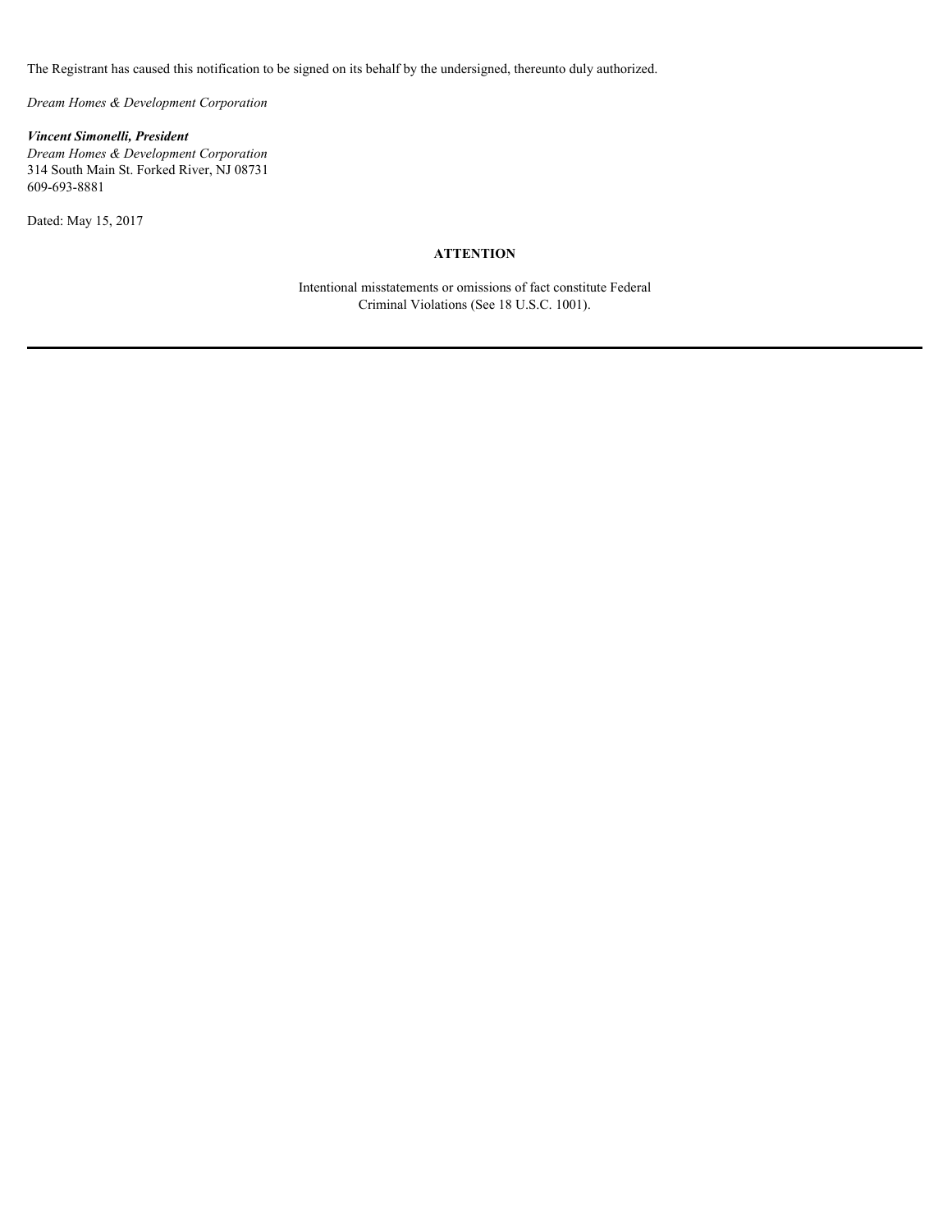The Registrant has caused this notification to be signed on its behalf by the undersigned, thereunto duly authorized.

*Dream Homes & Development Corporation*

***Vincent Simonelli, President***
*Dream Homes & Development Corporation*
314 South Main St. Forked River, NJ 08731
609-693-8881

Dated: May 15, 2017

**ATTENTION**

Intentional misstatements or omissions of fact constitute Federal Criminal Violations (See 18 U.S.C. 1001).